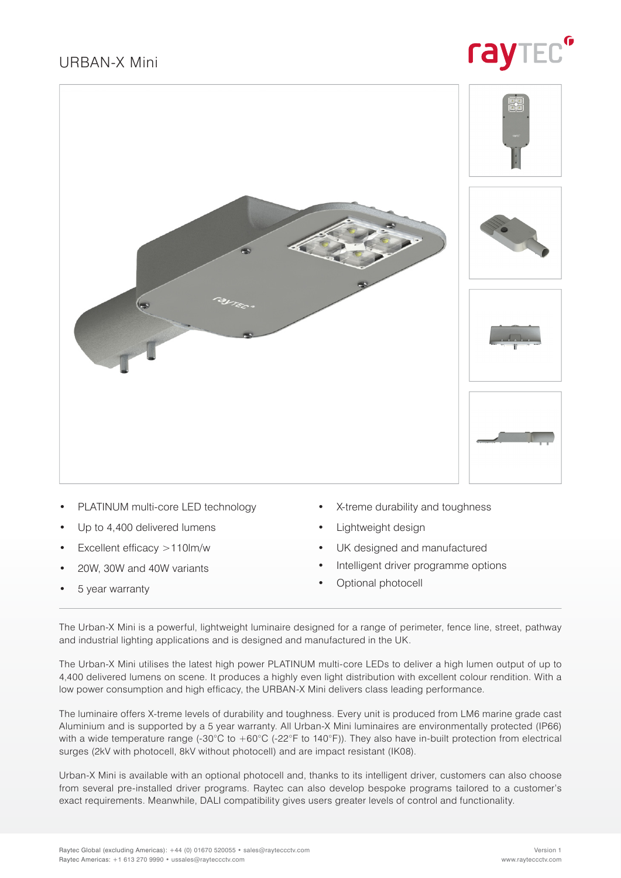# URBAN-X Mini

- PLATINUM multi-core LED technology
- Up to 4,400 delivered lumens
- Excellent efficacy >110lm/w
- 20W, 30W and 40W variants
- 5 year warranty
- X-treme durability and toughness
- Lightweight design
- UK designed and manufactured
- Intelligent driver programme options
- Optional photocell

The Urban-X Mini is a powerful, lightweight luminaire designed for a range of perimeter, fence line, street, pathway and industrial lighting applications and is designed and manufactured in the UK.

The Urban-X Mini utilises the latest high power PLATINUM multi-core LEDs to deliver a high lumen output of up to 4,400 delivered lumens on scene. It produces a highly even light distribution with excellent colour rendition. With a low power consumption and high efficacy, the URBAN-X Mini delivers class leading performance.

The luminaire offers X-treme levels of durability and toughness. Every unit is produced from LM6 marine grade cast Aluminium and is supported by a 5 year warranty. All Urban-X Mini luminaires are environmentally protected (IP66) with a wide temperature range (-30°C to +60°C (-22°F to 140°F)). They also have in-built protection from electrical surges (2kV with photocell, 8kV without photocell) and are impact resistant (IK08).

Urban-X Mini is available with an optional photocell and, thanks to its intelligent driver, customers can also choose from several pre-installed driver programs. Raytec can also develop bespoke programs tailored to a customer's exact requirements. Meanwhile, DALI compatibility gives users greater levels of control and functionality.

Raytec Global (excluding Americas): +44 (0) 01670 520055 • sales@rayteccctv.com
Raytec Americas: +1 613 270 9990 • ussales@rayteccctv.com

Version 1
www.rayteccctv.com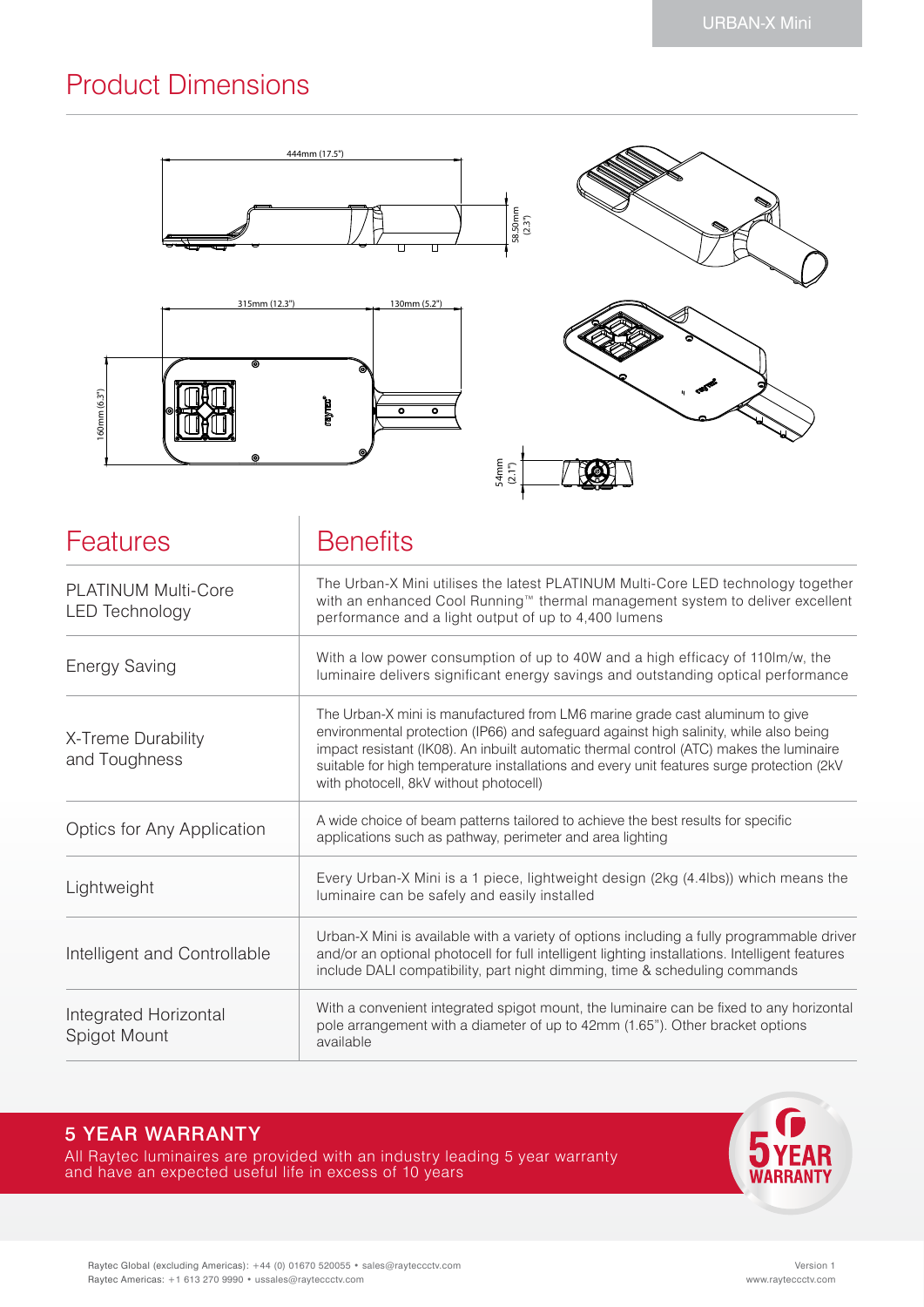## Product Dimensions

444mm (17.5")

58.50mm (2.3")

315mm (12.3")

130mm (5.2")

160mm (6.3")

54mm (2.1")

| Features | Benefits |
|---|---|
| PLATINUM Multi-Core LED Technology | The Urban-X Mini utilises the latest PLATINUM Multi-Core LED technology together with an enhanced Cool Running™ thermal management system to deliver excellent performance and a light output of up to 4,400 lumens |
| Energy Saving | With a low power consumption of up to 40W and a high efficacy of 110lm/w, the luminaire delivers significant energy savings and outstanding optical performance |
| X-Treme Durability and Toughness | The Urban-X mini is manufactured from LM6 marine grade cast aluminum to give environmental protection (IP66) and safeguard against high salinity, while also being impact resistant (IK08). An inbuilt automatic thermal control (ATC) makes the luminaire suitable for high temperature installations and every unit features surge protection (2kV with photocell, 8kV without photocell) |
| Optics for Any Application | A wide choice of beam patterns tailored to achieve the best results for specific applications such as pathway, perimeter and area lighting |
| Lightweight | Every Urban-X Mini is a 1 piece, lightweight design (2kg (4.4lbs)) which means the luminaire can be safely and easily installed |
| Intelligent and Controllable | Urban-X Mini is available with a variety of options including a fully programmable driver and/or an optional photocell for full intelligent lighting installations. Intelligent features include DALI compatibility, part night dimming, time & scheduling commands |
| Integrated Horizontal Spigot Mount | With a convenient integrated spigot mount, the luminaire can be fixed to any horizontal pole arrangement with a diameter of up to 42mm (1.65"). Other bracket options available |

### 5 YEAR WARRANTY

All Raytec luminaires are provided with an industry leading 5 year warranty and have an expected useful life in excess of 10 years

5 YEAR WARRANTY

Raytec Global (excluding Americas): +44 (0) 01670 520055 • sales@rayteccctv.com
Raytec Americas: +1 613 270 9990 • ussales@rayteccctv.com

Version 1
www.rayteccctv.com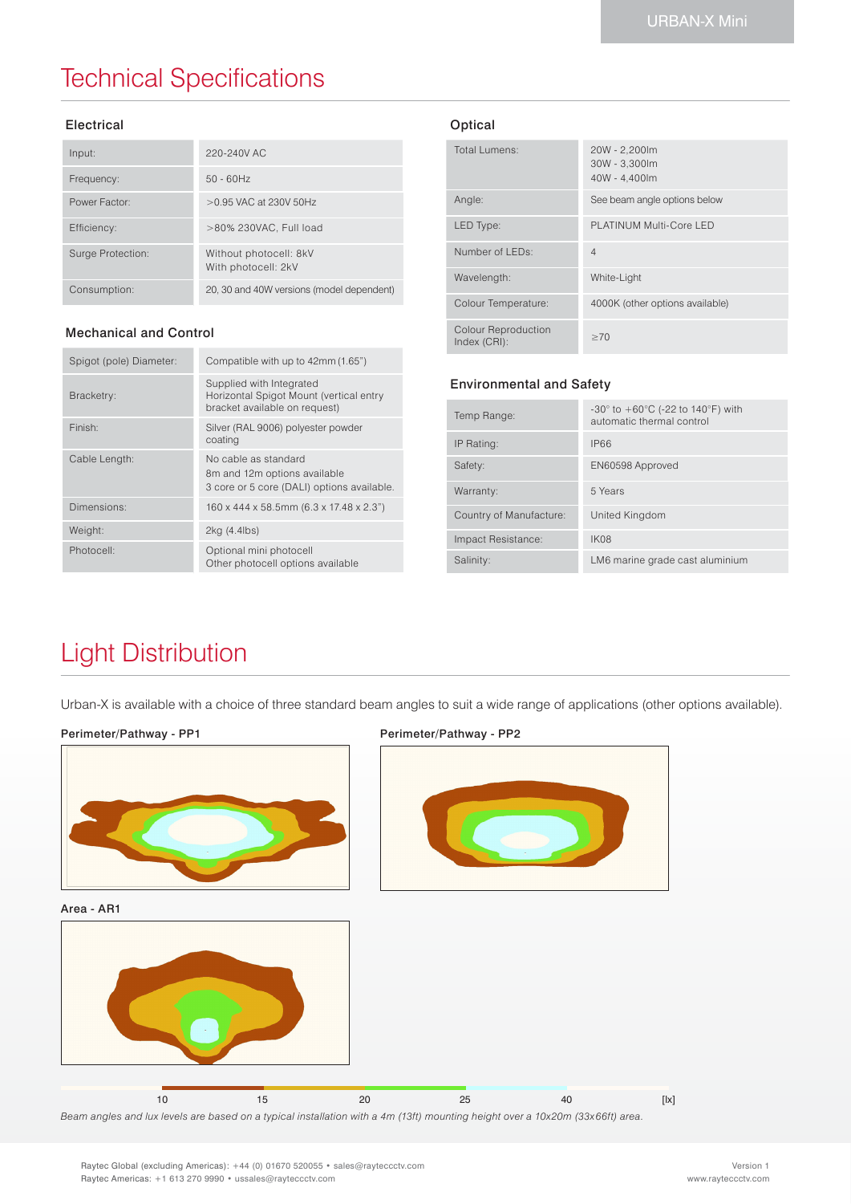# Technical Specifications

## Electrical

| | |
|---|---|
| Input: | 220-240V AC |
| Frequency: | 50 - 60Hz |
| Power Factor: | >0.95 VAC at 230V 50Hz |
| Efficiency: | >80% 230VAC, Full load |
| Surge Protection: | Without photocell: 8kV<br>With photocell: 2kV |
| Consumption: | 20, 30 and 40W versions (model dependent) |

## Mechanical and Control

| | |
|---|---|
| Spigot (pole) Diameter: | Compatible with up to 42mm (1.65") |
| Bracketry: | Supplied with Integrated Horizontal Spigot Mount (vertical entry bracket available on request) |
| Finish: | Silver (RAL 9006) polyester powder coating |
| Cable Length: | No cable as standard<br>8m and 12m options available<br>3 core or 5 core (DALI) options available. |
| Dimensions: | 160 x 444 x 58.5mm (6.3 x 17.48 x 2.3") |
| Weight: | 2kg (4.4lbs) |
| Photocell: | Optional mini photocell<br>Other photocell options available |

## Optical

| | |
|---|---|
| Total Lumens: | 20W - 2,200lm<br>30W - 3,300lm<br>40W - 4,400lm |
| Angle: | See beam angle options below |
| LED Type: | PLATINUM Multi-Core LED |
| Number of LEDs: | 4 |
| Wavelength: | White-Light |
| Colour Temperature: | 4000K (other options available) |
| Colour Reproduction Index (CRI): | ≥70 |

## Environmental and Safety

| | |
|---|---|
| Temp Range: | -30° to +60°C (-22 to 140°F) with automatic thermal control |
| IP Rating: | IP66 |
| Safety: | EN60598 Approved |
| Warranty: | 5 Years |
| Country of Manufacture: | United Kingdom |
| Impact Resistance: | IK08 |
| Salinity: | LM6 marine grade cast aluminium |

# Light Distribution

Urban-X is available with a choice of three standard beam angles to suit a wide range of applications (other options available).

**Perimeter/Pathway - PP1**

**Perimeter/Pathway - PP2**

**Area - AR1**

10 15 20 25 40 [lx]

*Beam angles and lux levels are based on a typical installation with a 4m (13ft) mounting height over a 10x20m (33x66ft) area.*

Raytec Global (excluding Americas): +44 (0) 01670 520055 • sales@rayteccctv.com
Raytec Americas: +1 613 270 9990 • ussales@rayteccctv.com

Version 1
www.rayteccctv.com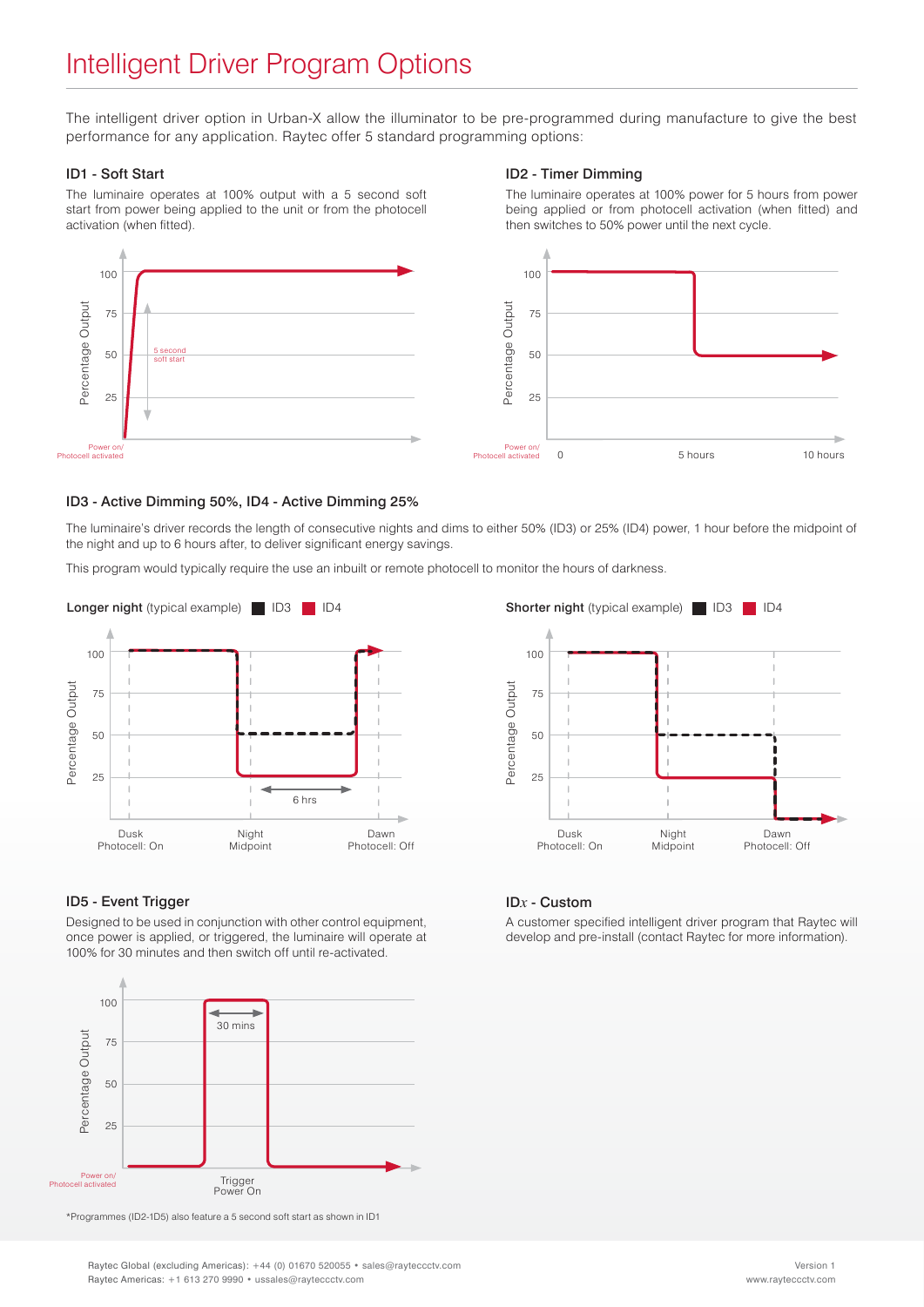# Intelligent Driver Program Options

The intelligent driver option in Urban-X allow the illuminator to be pre-programmed during manufacture to give the best performance for any application. Raytec offer 5 standard programming options:

### ID1 - Soft Start

The luminaire operates at 100% output with a 5 second soft start from power being applied to the unit or from the photocell activation (when fitted).

### ID2 - Timer Dimming

The luminaire operates at 100% power for 5 hours from power being applied or from photocell activation (when fitted) and then switches to 50% power until the next cycle.

### ID3 - Active Dimming 50%, ID4 - Active Dimming 25%

The luminaire's driver records the length of consecutive nights and dims to either 50% (ID3) or 25% (ID4) power, 1 hour before the midpoint of the night and up to 6 hours after, to deliver significant energy savings.

This program would typically require the use an inbuilt or remote photocell to monitor the hours of darkness.

### ID5 - Event Trigger

Designed to be used in conjunction with other control equipment, once power is applied, or triggered, the luminaire will operate at 100% for 30 minutes and then switch off until re-activated.

### IDx - Custom

A customer specified intelligent driver program that Raytec will develop and pre-install (contact Raytec for more information).

*Programmes (ID2-ID5) also feature a 5 second soft start as shown in ID1

Raytec Global (excluding Americas): +44 (0) 01670 520055 • sales@rayteccctv.com
Raytec Americas: +1 613 270 9990 • ussales@rayteccctv.com

Version 1
www.rayteccctv.com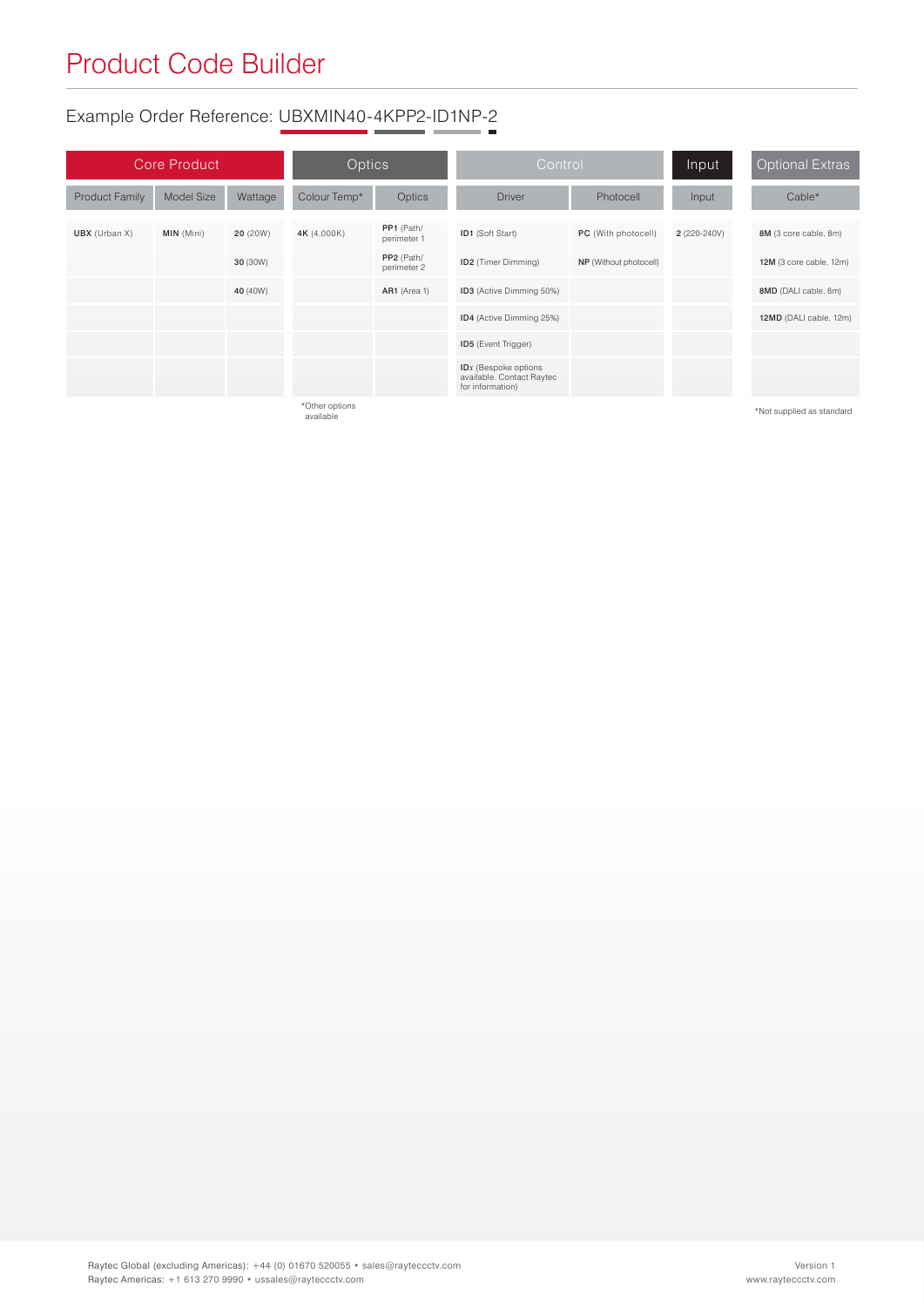# Product Code Builder

Example Order Reference: UBXMIN40-4KPP2-ID1NP-2

| Core Product | | | Optics | | Control | | Input | Optional Extras |
|---|---|---|---|---|---|---|---|---|
| Product Family | Model Size | Wattage | Colour Temp* | Optics | Driver | Photocell | Input | Cable* |
| **UBX** (Urban X) | **MIN** (Mini) | **20** (20W) | **4K** (4,000K) | **PP1** (Path/ perimeter 1 | **ID1** (Soft Start) | **PC** (With photocell) | **2** (220-240V) | **8M** (3 core cable, 8m) |
| | | **30** (30W) | | **PP2** (Path/ perimeter 2 | **ID2** (Timer Dimming) | **NP** (Without photocell) | | **12M** (3 core cable, 12m) |
| | | **40** (40W) | | **AR1** (Area 1) | **ID3** (Active Dimming 50%) | | | **8MD** (DALI cable, 8m) |
| | | | | | **ID4** (Active Dimming 25%) | | | **12MD** (DALI cable, 12m) |
| | | | | | **ID5** (Event Trigger) | | | |
| | | | | | **IDx** (Bespoke options available. Contact Raytec for information) | | | |

*Other options available

*Not supplied as standard

Raytec Global (excluding Americas): +44 (0) 01670 520055 • sales@rayteccctv.com
Raytec Americas: +1 613 270 9990 • ussales@rayteccctv.com

Version 1
www.rayteccctv.com